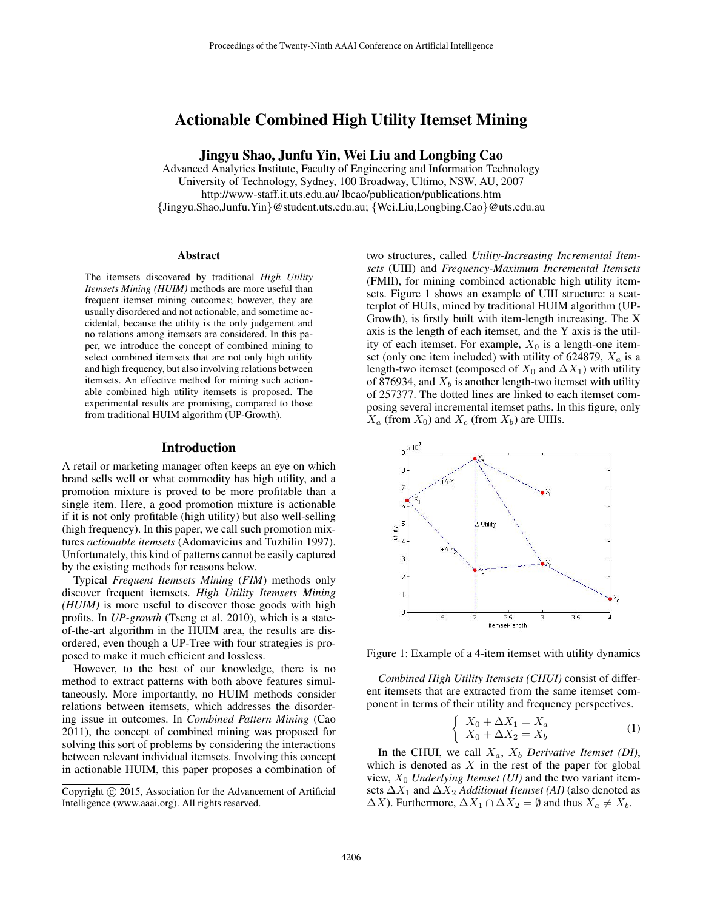# Actionable Combined High Utility Itemset Mining

**Jingyu Shao, Junfu Yin, Wei Liu and Longbing Cao**

Advanced Analytics Institute, Faculty of Engineering and Information Technology
University of Technology, Sydney, 100 Broadway, Ultimo, NSW, AU, 2007
http://www-staff.it.uts.edu.au/ lbcao/publication/publications.htm
{Jingyu.Shao,Junfu.Yin}@student.uts.edu.au; {Wei.Liu,Longbing.Cao}@uts.edu.au

## Abstract

The itemsets discovered by traditional *High Utility Itemsets Mining (HUIM)* methods are more useful than frequent itemset mining outcomes; however, they are usually disordered and not actionable, and sometime accidental, because the utility is the only judgement and no relations among itemsets are considered. In this paper, we introduce the concept of combined mining to select combined itemsets that are not only high utility and high frequency, but also involving relations between itemsets. An effective method for mining such actionable combined high utility itemsets is proposed. The experimental results are promising, compared to those from traditional HUIM algorithm (UP-Growth).

## Introduction

A retail or marketing manager often keeps an eye on which brand sells well or what commodity has high utility, and a promotion mixture is proved to be more profitable than a single item. Here, a good promotion mixture is actionable if it is not only profitable (high utility) but also well-selling (high frequency). In this paper, we call such promotion mixtures *actionable itemsets* (Adomavicius and Tuzhilin 1997). Unfortunately, this kind of patterns cannot be easily captured by the existing methods for reasons below.

Typical *Frequent Itemsets Mining* (*FIM*) methods only discover frequent itemsets. *High Utility Itemsets Mining (HUIM)* is more useful to discover those goods with high profits. In *UP-growth* (Tseng et al. 2010), which is a state-of-the-art algorithm in the HUIM area, the results are disordered, even though a UP-Tree with four strategies is proposed to make it much efficient and lossless.

However, to the best of our knowledge, there is no method to extract patterns with both above features simultaneously. More importantly, no HUIM methods consider relations between itemsets, which addresses the disordering issue in outcomes. In *Combined Pattern Mining* (Cao 2011), the concept of combined mining was proposed for solving this sort of problems by considering the interactions between relevant individual itemsets. Involving this concept in actionable HUIM, this paper proposes a combination of two structures, called *Utility-Increasing Incremental Itemsets* (UIII) and *Frequency-Maximum Incremental Itemsets* (FMII), for mining combined actionable high utility itemsets. Figure 1 shows an example of UIII structure: a scatterplot of HUIs, mined by traditional HUIM algorithm (UP-Growth), is firstly built with item-length increasing. The X axis is the length of each itemset, and the Y axis is the utility of each itemset. For example, $X_0$ is a length-one itemset (only one item included) with utility of 624879, $X_a$ is a length-two itemset (composed of $X_0$ and $\Delta X_1$) with utility of 876934, and $X_b$ is another length-two itemset with utility of 257377. The dotted lines are linked to each itemset composing several incremental itemset paths. In this figure, only $X_a$ (from $X_0$) and $X_c$ (from $X_b$) are UIIIs.

Figure 1: Example of a 4-item itemset with utility dynamics

*Combined High Utility Itemsets (CHUI)* consist of different itemsets that are extracted from the same itemset component in terms of their utility and frequency perspectives.

$$\begin{cases} X_0 + \Delta X_1 = X_a \\ X_0 + \Delta X_2 = X_b \end{cases} \tag{1}$$

In the CHUI, we call $X_a$, $X_b$ *Derivative Itemset (DI)*, which is denoted as $X$ in the rest of the paper for global view, $X_0$ *Underlying Itemset (UI)* and the two variant itemsets $\Delta X_1$ and $\Delta X_2$ *Additional Itemset (AI)* (also denoted as $\Delta X$). Furthermore, $\Delta X_1 \cap \Delta X_2 = \emptyset$ and thus $X_a \neq X_b$.

Copyright © 2015, Association for the Advancement of Artificial Intelligence (www.aaai.org). All rights reserved.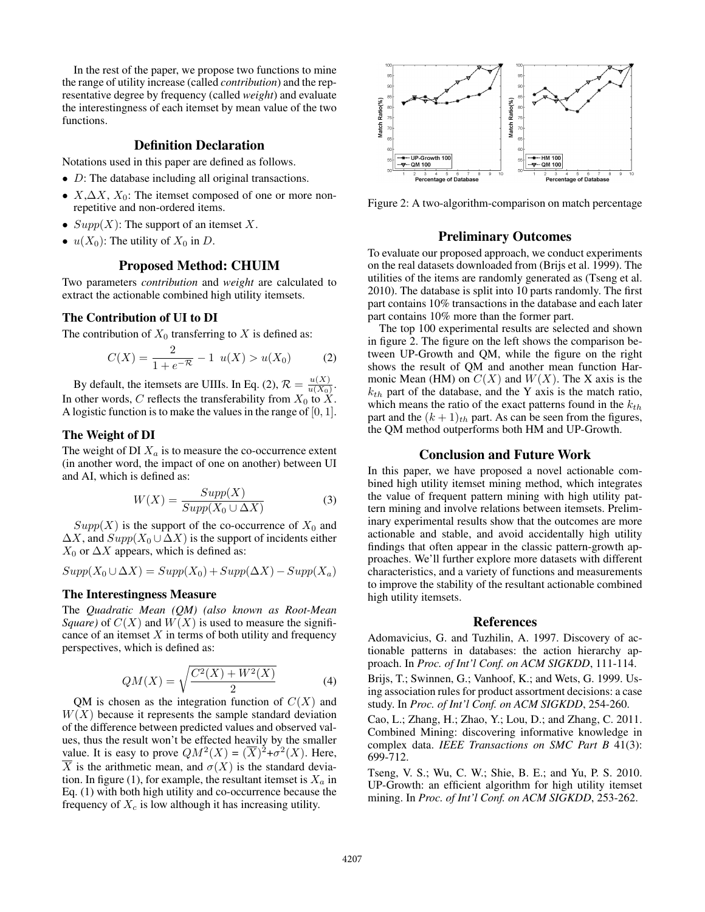In the rest of the paper, we propose two functions to mine the range of utility increase (called *contribution*) and the representative degree by frequency (called *weight*) and evaluate the interestingness of each itemset by mean value of the two functions.

## Definition Declaration

Notations used in this paper are defined as follows.

- $D$: The database including all original transactions.
- $X$,$\Delta X$, $X_0$: The itemset composed of one or more non-repetitive and non-ordered items.
- $Supp(X)$: The support of an itemset $X$.
- $u(X_0)$: The utility of $X_0$ in $D$.

## Proposed Method: CHUIM

Two parameters *contribution* and *weight* are calculated to extract the actionable combined high utility itemsets.

### The Contribution of UI to DI

The contribution of $X_0$ transferring to $X$ is defined as:

$$C(X) = \frac{2}{1 + e^{-\mathcal{R}}} - 1 \;\; u(X) > u(X_0) \tag{2}$$

By default, the itemsets are UIIIs. In Eq. (2), $\mathcal{R} = \frac{u(X)}{u(X_0)}$. In other words, $C$ reflects the transferability from $X_0$ to $X$. A logistic function is to make the values in the range of $[0, 1]$.

### The Weight of DI

The weight of DI $X_a$ is to measure the co-occurrence extent (in another word, the impact of one on another) between UI and AI, which is defined as:

$$W(X) = \frac{Supp(X)}{Supp(X_0 \cup \Delta X)} \tag{3}$$

$Supp(X)$ is the support of the co-occurrence of $X_0$ and $\Delta X$, and $Supp(X_0 \cup \Delta X)$ is the support of incidents either $X_0$ or $\Delta X$ appears, which is defined as:

$$Supp(X_0 \cup \Delta X) = Supp(X_0) + Supp(\Delta X) - Supp(X_a)$$

### The Interestingness Measure

The ***Quadratic Mean (QM) (also known as Root-Mean Square)*** of $C(X)$ and $W(X)$ is used to measure the significance of an itemset $X$ in terms of both utility and frequency perspectives, which is defined as:

$$QM(X) = \sqrt{\frac{C^2(X) + W^2(X)}{2}} \tag{4}$$

QM is chosen as the integration function of $C(X)$ and $W(X)$ because it represents the sample standard deviation of the difference between predicted values and observed values, thus the result won't be effected heavily by the smaller value. It is easy to prove $QM^2(X) = (\overline{X})^2 + \sigma^2(X)$. Here, $\overline{X}$ is the arithmetic mean, and $\sigma(X)$ is the standard deviation. In figure (1), for example, the resultant itemset is $X_a$ in Eq. (1) with both high utility and co-occurrence because the frequency of $X_c$ is low although it has increasing utility.

Match Ratio(%)
100 95 90 85 80 75 70 65 60 55 50
UP-Growth 100
QM 100
1 2 3 4 5 6 7 8 9 10
Percentage of Database

Match Ratio(%)
100 95 90 85 80 75 70 65 60 55 50
HM 100
QM 100
1 2 3 4 5 6 7 8 9 10
Percentage of Database

Figure 2: A two-algorithm-comparison on match percentage

## Preliminary Outcomes

To evaluate our proposed approach, we conduct experiments on the real datasets downloaded from (Brijs et al. 1999). The utilities of the items are randomly generated as (Tseng et al. 2010). The database is split into 10 parts randomly. The first part contains 10% transactions in the database and each later part contains 10% more than the former part.

The top 100 experimental results are selected and shown in figure 2. The figure on the left shows the comparison between UP-Growth and QM, while the figure on the right shows the result of QM and another mean function Harmonic Mean (HM) on $C(X)$ and $W(X)$. The X axis is the $k_{th}$ part of the database, and the Y axis is the match ratio, which means the ratio of the exact patterns found in the $k_{th}$ part and the $(k + 1)_{th}$ part. As can be seen from the figures, the QM method outperforms both HM and UP-Growth.

## Conclusion and Future Work

In this paper, we have proposed a novel actionable combined high utility itemset mining method, which integrates the value of frequent pattern mining with high utility pattern mining and involve relations between itemsets. Preliminary experimental results show that the outcomes are more actionable and stable, and avoid accidentally high utility findings that often appear in the classic pattern-growth approaches. We'll further explore more datasets with different characteristics, and a variety of functions and measurements to improve the stability of the resultant actionable combined high utility itemsets.

## References

Adomavicius, G. and Tuzhilin, A. 1997. Discovery of actionable patterns in databases: the action hierarchy approach. In *Proc. of Int'l Conf. on ACM SIGKDD*, 111-114.

Brijs, T.; Swinnen, G.; Vanhoof, K.; and Wets, G. 1999. Using association rules for product assortment decisions: a case study. In *Proc. of Int'l Conf. on ACM SIGKDD*, 254-260.

Cao, L.; Zhang, H.; Zhao, Y.; Lou, D.; and Zhang, C. 2011. Combined Mining: discovering informative knowledge in complex data. *IEEE Transactions on SMC Part B* 41(3): 699-712.

Tseng, V. S.; Wu, C. W.; Shie, B. E.; and Yu, P. S. 2010. UP-Growth: an efficient algorithm for high utility itemset mining. In *Proc. of Int'l Conf. on ACM SIGKDD*, 253-262.